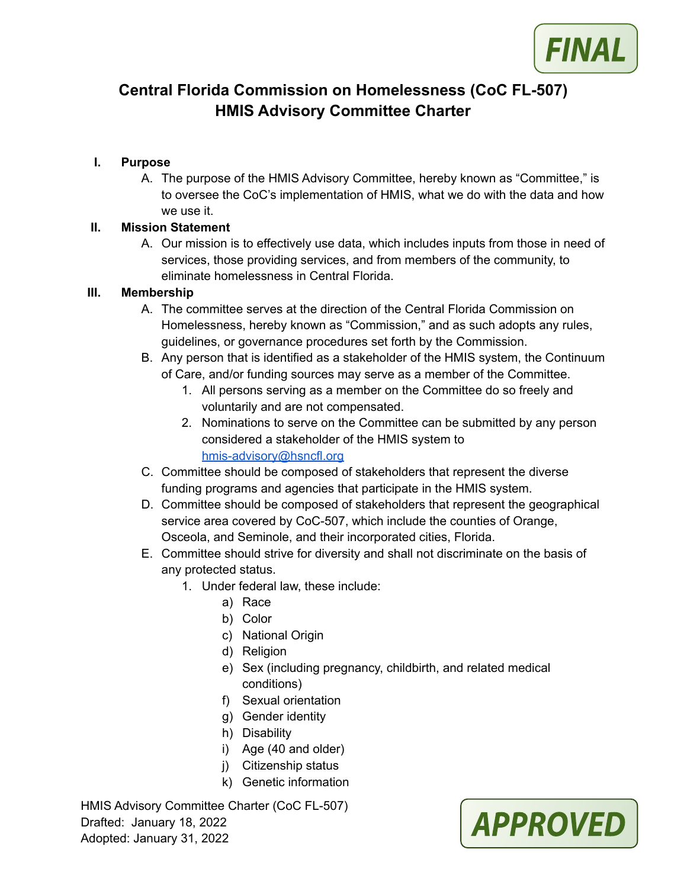FINAL

# Central Florida Commission on Homelessness (CoC FL-507)
# HMIS Advisory Committee Charter

I. **Purpose**
   A. The purpose of the HMIS Advisory Committee, hereby known as "Committee," is to oversee the CoC's implementation of HMIS, what we do with the data and how we use it.

II. **Mission Statement**
   A. Our mission is to effectively use data, which includes inputs from those in need of services, those providing services, and from members of the community, to eliminate homelessness in Central Florida.

III. **Membership**
   A. The committee serves at the direction of the Central Florida Commission on Homelessness, hereby known as "Commission," and as such adopts any rules, guidelines, or governance procedures set forth by the Commission.
   B. Any person that is identified as a stakeholder of the HMIS system, the Continuum of Care, and/or funding sources may serve as a member of the Committee.
      1. All persons serving as a member on the Committee do so freely and voluntarily and are not compensated.
      2. Nominations to serve on the Committee can be submitted by any person considered a stakeholder of the HMIS system to hmis-advisory@hsncfl.org
   C. Committee should be composed of stakeholders that represent the diverse funding programs and agencies that participate in the HMIS system.
   D. Committee should be composed of stakeholders that represent the geographical service area covered by CoC-507, which include the counties of Orange, Osceola, and Seminole, and their incorporated cities, Florida.
   E. Committee should strive for diversity and shall not discriminate on the basis of any protected status.
      1. Under federal law, these include:
         a) Race
         b) Color
         c) National Origin
         d) Religion
         e) Sex (including pregnancy, childbirth, and related medical conditions)
         f) Sexual orientation
         g) Gender identity
         h) Disability
         i) Age (40 and older)
         j) Citizenship status
         k) Genetic information

HMIS Advisory Committee Charter (CoC FL-507)
Drafted: January 18, 2022
Adopted: January 31, 2022

APPROVED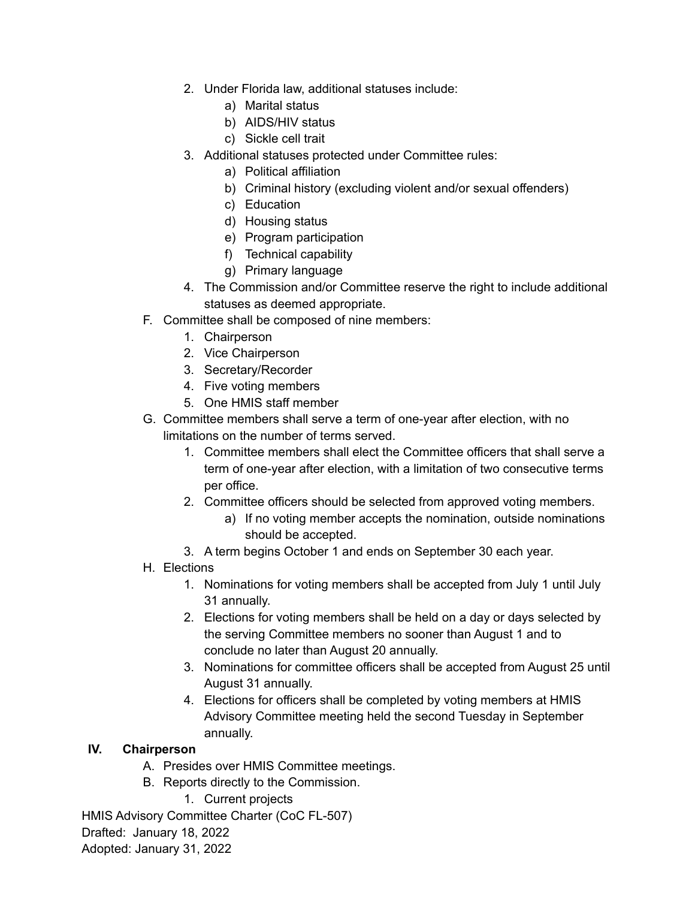2. Under Florida law, additional statuses include:
      a) Marital status
      b) AIDS/HIV status
      c) Sickle cell trait
   3. Additional statuses protected under Committee rules:
      a) Political affiliation
      b) Criminal history (excluding violent and/or sexual offenders)
      c) Education
      d) Housing status
      e) Program participation
      f) Technical capability
      g) Primary language
   4. The Commission and/or Committee reserve the right to include additional statuses as deemed appropriate.

F. Committee shall be composed of nine members:
   1. Chairperson
   2. Vice Chairperson
   3. Secretary/Recorder
   4. Five voting members
   5. One HMIS staff member

G. Committee members shall serve a term of one-year after election, with no limitations on the number of terms served.
   1. Committee members shall elect the Committee officers that shall serve a term of one-year after election, with a limitation of two consecutive terms per office.
   2. Committee officers should be selected from approved voting members.
      a) If no voting member accepts the nomination, outside nominations should be accepted.
   3. A term begins October 1 and ends on September 30 each year.

H. Elections
   1. Nominations for voting members shall be accepted from July 1 until July 31 annually.
   2. Elections for voting members shall be held on a day or days selected by the serving Committee members no sooner than August 1 and to conclude no later than August 20 annually.
   3. Nominations for committee officers shall be accepted from August 25 until August 31 annually.
   4. Elections for officers shall be completed by voting members at HMIS Advisory Committee meeting held the second Tuesday in September annually.

## IV. Chairperson

A. Presides over HMIS Committee meetings.

B. Reports directly to the Commission.
   1. Current projects

HMIS Advisory Committee Charter (CoC FL-507)
Drafted: January 18, 2022
Adopted: January 31, 2022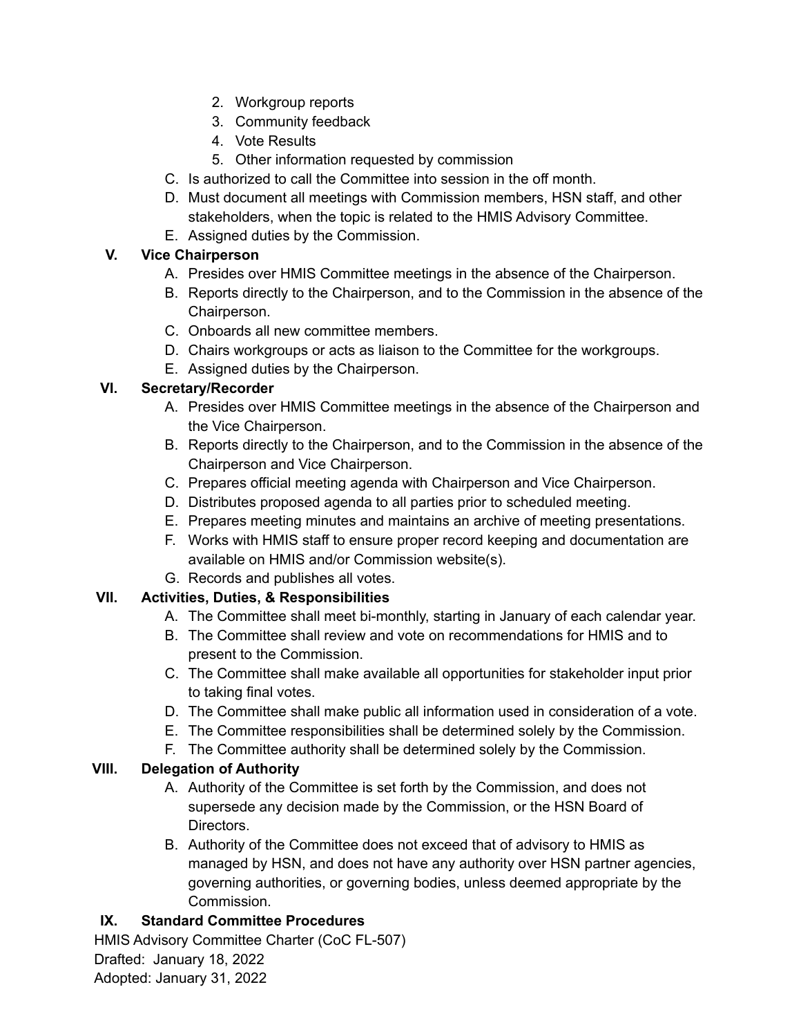2. Workgroup reports
3. Community feedback
4. Vote Results
5. Other information requested by commission

C. Is authorized to call the Committee into session in the off month.

D. Must document all meetings with Commission members, HSN staff, and other stakeholders, when the topic is related to the HMIS Advisory Committee.

E. Assigned duties by the Commission.

## V. Vice Chairperson

A. Presides over HMIS Committee meetings in the absence of the Chairperson.

B. Reports directly to the Chairperson, and to the Commission in the absence of the Chairperson.

C. Onboards all new committee members.

D. Chairs workgroups or acts as liaison to the Committee for the workgroups.

E. Assigned duties by the Chairperson.

## VI. Secretary/Recorder

A. Presides over HMIS Committee meetings in the absence of the Chairperson and the Vice Chairperson.

B. Reports directly to the Chairperson, and to the Commission in the absence of the Chairperson and Vice Chairperson.

C. Prepares official meeting agenda with Chairperson and Vice Chairperson.

D. Distributes proposed agenda to all parties prior to scheduled meeting.

E. Prepares meeting minutes and maintains an archive of meeting presentations.

F. Works with HMIS staff to ensure proper record keeping and documentation are available on HMIS and/or Commission website(s).

G. Records and publishes all votes.

## VII. Activities, Duties, & Responsibilities

A. The Committee shall meet bi-monthly, starting in January of each calendar year.

B. The Committee shall review and vote on recommendations for HMIS and to present to the Commission.

C. The Committee shall make available all opportunities for stakeholder input prior to taking final votes.

D. The Committee shall make public all information used in consideration of a vote.

E. The Committee responsibilities shall be determined solely by the Commission.

F. The Committee authority shall be determined solely by the Commission.

## VIII. Delegation of Authority

A. Authority of the Committee is set forth by the Commission, and does not supersede any decision made by the Commission, or the HSN Board of Directors.

B. Authority of the Committee does not exceed that of advisory to HMIS as managed by HSN, and does not have any authority over HSN partner agencies, governing authorities, or governing bodies, unless deemed appropriate by the Commission.

## IX. Standard Committee Procedures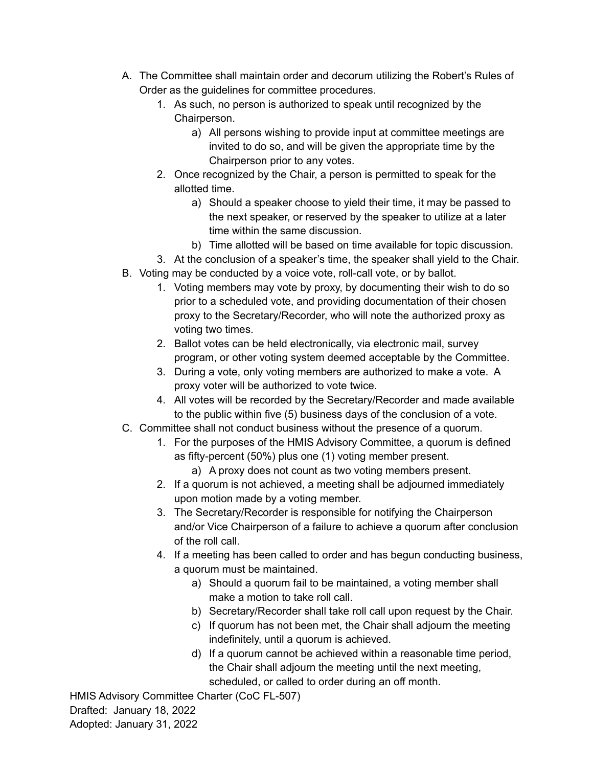A. The Committee shall maintain order and decorum utilizing the Robert's Rules of Order as the guidelines for committee procedures.
    1. As such, no person is authorized to speak until recognized by the Chairperson.
        a) All persons wishing to provide input at committee meetings are invited to do so, and will be given the appropriate time by the Chairperson prior to any votes.
    2. Once recognized by the Chair, a person is permitted to speak for the allotted time.
        a) Should a speaker choose to yield their time, it may be passed to the next speaker, or reserved by the speaker to utilize at a later time within the same discussion.
        b) Time allotted will be based on time available for topic discussion.
    3. At the conclusion of a speaker's time, the speaker shall yield to the Chair.

B. Voting may be conducted by a voice vote, roll-call vote, or by ballot.
    1. Voting members may vote by proxy, by documenting their wish to do so prior to a scheduled vote, and providing documentation of their chosen proxy to the Secretary/Recorder, who will note the authorized proxy as voting two times.
    2. Ballot votes can be held electronically, via electronic mail, survey program, or other voting system deemed acceptable by the Committee.
    3. During a vote, only voting members are authorized to make a vote. A proxy voter will be authorized to vote twice.
    4. All votes will be recorded by the Secretary/Recorder and made available to the public within five (5) business days of the conclusion of a vote.

C. Committee shall not conduct business without the presence of a quorum.
    1. For the purposes of the HMIS Advisory Committee, a quorum is defined as fifty-percent (50%) plus one (1) voting member present.
        a) A proxy does not count as two voting members present.
    2. If a quorum is not achieved, a meeting shall be adjourned immediately upon motion made by a voting member.
    3. The Secretary/Recorder is responsible for notifying the Chairperson and/or Vice Chairperson of a failure to achieve a quorum after conclusion of the roll call.
    4. If a meeting has been called to order and has begun conducting business, a quorum must be maintained.
        a) Should a quorum fail to be maintained, a voting member shall make a motion to take roll call.
        b) Secretary/Recorder shall take roll call upon request by the Chair.
        c) If quorum has not been met, the Chair shall adjourn the meeting indefinitely, until a quorum is achieved.
        d) If a quorum cannot be achieved within a reasonable time period, the Chair shall adjourn the meeting until the next meeting, scheduled, or called to order during an off month.

HMIS Advisory Committee Charter (CoC FL-507)
Drafted: January 18, 2022
Adopted: January 31, 2022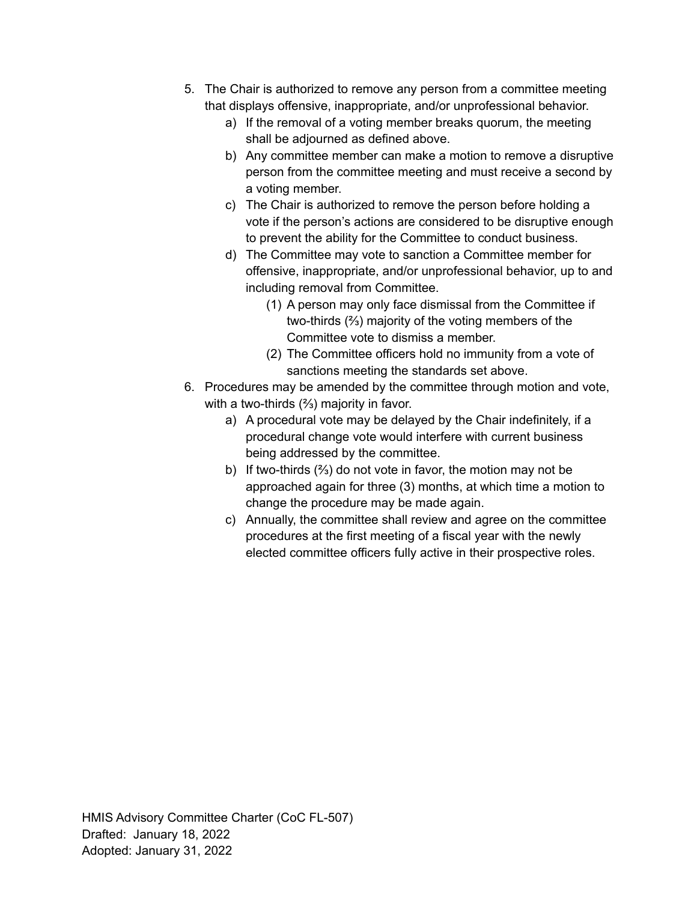5. The Chair is authorized to remove any person from a committee meeting that displays offensive, inappropriate, and/or unprofessional behavior.
    a) If the removal of a voting member breaks quorum, the meeting shall be adjourned as defined above.
    b) Any committee member can make a motion to remove a disruptive person from the committee meeting and must receive a second by a voting member.
    c) The Chair is authorized to remove the person before holding a vote if the person's actions are considered to be disruptive enough to prevent the ability for the Committee to conduct business.
    d) The Committee may vote to sanction a Committee member for offensive, inappropriate, and/or unprofessional behavior, up to and including removal from Committee.
        (1) A person may only face dismissal from the Committee if two-thirds (⅔) majority of the voting members of the Committee vote to dismiss a member.
        (2) The Committee officers hold no immunity from a vote of sanctions meeting the standards set above.
6. Procedures may be amended by the committee through motion and vote, with a two-thirds (⅔) majority in favor.
    a) A procedural vote may be delayed by the Chair indefinitely, if a procedural change vote would interfere with current business being addressed by the committee.
    b) If two-thirds (⅔) do not vote in favor, the motion may not be approached again for three (3) months, at which time a motion to change the procedure may be made again.
    c) Annually, the committee shall review and agree on the committee procedures at the first meeting of a fiscal year with the newly elected committee officers fully active in their prospective roles.

HMIS Advisory Committee Charter (CoC FL-507)
Drafted: January 18, 2022
Adopted: January 31, 2022